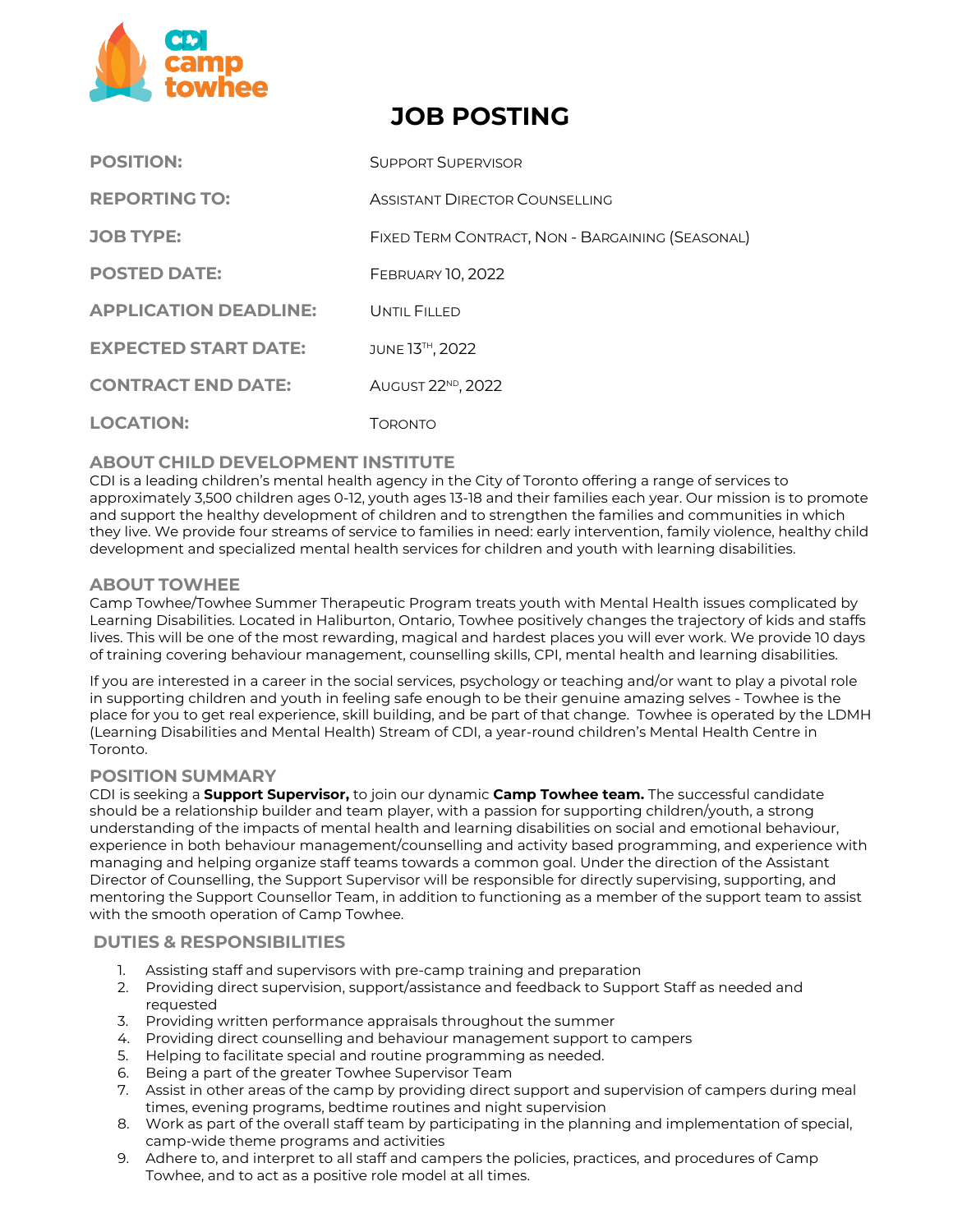# JOB POSTING

| | |
|---|---|
| **POSITION:** | Support Supervisor |
| **REPORTING TO:** | Assistant Director Counselling |
| **JOB TYPE:** | Fixed Term Contract, Non - Bargaining (Seasonal) |
| **POSTED DATE:** | February 10, 2022 |
| **APPLICATION DEADLINE:** | Until Filled |
| **EXPECTED START DATE:** | June 13th, 2022 |
| **CONTRACT END DATE:** | August 22nd, 2022 |
| **LOCATION:** | Toronto |

## ABOUT CHILD DEVELOPMENT INSTITUTE

CDI is a leading children's mental health agency in the City of Toronto offering a range of services to approximately 3,500 children ages 0-12, youth ages 13-18 and their families each year. Our mission is to promote and support the healthy development of children and to strengthen the families and communities in which they live. We provide four streams of service to families in need: early intervention, family violence, healthy child development and specialized mental health services for children and youth with learning disabilities.

## ABOUT TOWHEE

Camp Towhee/Towhee Summer Therapeutic Program treats youth with Mental Health issues complicated by Learning Disabilities. Located in Haliburton, Ontario, Towhee positively changes the trajectory of kids and staffs lives. This will be one of the most rewarding, magical and hardest places you will ever work. We provide 10 days of training covering behaviour management, counselling skills, CPI, mental health and learning disabilities.

If you are interested in a career in the social services, psychology or teaching and/or want to play a pivotal role in supporting children and youth in feeling safe enough to be their genuine amazing selves - Towhee is the place for you to get real experience, skill building, and be part of that change. Towhee is operated by the LDMH (Learning Disabilities and Mental Health) Stream of CDI, a year-round children's Mental Health Centre in Toronto.

## POSITION SUMMARY

CDI is seeking a **Support Supervisor,** to join our dynamic **Camp Towhee team.** The successful candidate should be a relationship builder and team player, with a passion for supporting children/youth, a strong understanding of the impacts of mental health and learning disabilities on social and emotional behaviour, experience in both behaviour management/counselling and activity based programming, and experience with managing and helping organize staff teams towards a common goal. Under the direction of the Assistant Director of Counselling, the Support Supervisor will be responsible for directly supervising, supporting, and mentoring the Support Counsellor Team, in addition to functioning as a member of the support team to assist with the smooth operation of Camp Towhee.

## DUTIES & RESPONSIBILITIES

1. Assisting staff and supervisors with pre-camp training and preparation
2. Providing direct supervision, support/assistance and feedback to Support Staff as needed and requested
3. Providing written performance appraisals throughout the summer
4. Providing direct counselling and behaviour management support to campers
5. Helping to facilitate special and routine programming as needed.
6. Being a part of the greater Towhee Supervisor Team
7. Assist in other areas of the camp by providing direct support and supervision of campers during meal times, evening programs, bedtime routines and night supervision
8. Work as part of the overall staff team by participating in the planning and implementation of special, camp-wide theme programs and activities
9. Adhere to, and interpret to all staff and campers the policies, practices, and procedures of Camp Towhee, and to act as a positive role model at all times.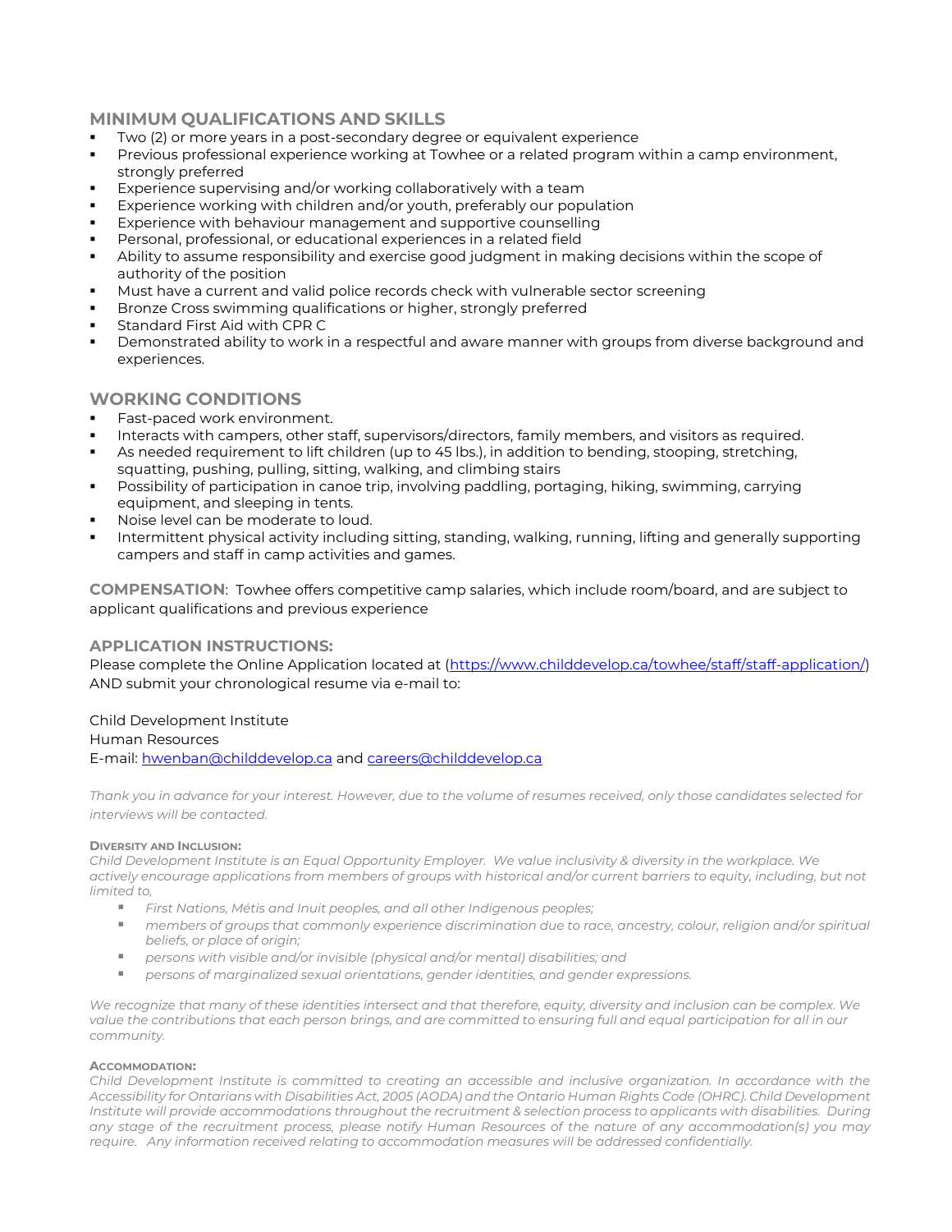## MINIMUM QUALIFICATIONS AND SKILLS

- Two (2) or more years in a post-secondary degree or equivalent experience
- Previous professional experience working at Towhee or a related program within a camp environment, strongly preferred
- Experience supervising and/or working collaboratively with a team
- Experience working with children and/or youth, preferably our population
- Experience with behaviour management and supportive counselling
- Personal, professional, or educational experiences in a related field
- Ability to assume responsibility and exercise good judgment in making decisions within the scope of authority of the position
- Must have a current and valid police records check with vulnerable sector screening
- Bronze Cross swimming qualifications or higher, strongly preferred
- Standard First Aid with CPR C
- Demonstrated ability to work in a respectful and aware manner with groups from diverse background and experiences.

## WORKING CONDITIONS

- Fast-paced work environment.
- Interacts with campers, other staff, supervisors/directors, family members, and visitors as required.
- As needed requirement to lift children (up to 45 lbs.), in addition to bending, stooping, stretching, squatting, pushing, pulling, sitting, walking, and climbing stairs
- Possibility of participation in canoe trip, involving paddling, portaging, hiking, swimming, carrying equipment, and sleeping in tents.
- Noise level can be moderate to loud.
- Intermittent physical activity including sitting, standing, walking, running, lifting and generally supporting campers and staff in camp activities and games.

**COMPENSATION**: Towhee offers competitive camp salaries, which include room/board, and are subject to applicant qualifications and previous experience

## APPLICATION INSTRUCTIONS:

Please complete the Online Application located at (https://www.childdevelop.ca/towhee/staff/staff-application/) AND submit your chronological resume via e-mail to:

Child Development Institute
Human Resources
E-mail: hwenban@childdevelop.ca and careers@childdevelop.ca

*Thank you in advance for your interest. However, due to the volume of resumes received, only those candidates selected for interviews will be contacted.*

**DIVERSITY AND INCLUSION:**

*Child Development Institute is an Equal Opportunity Employer. We value inclusivity & diversity in the workplace. We actively encourage applications from members of groups with historical and/or current barriers to equity, including, but not limited to,*

- *First Nations, Métis and Inuit peoples, and all other Indigenous peoples;*
- *members of groups that commonly experience discrimination due to race, ancestry, colour, religion and/or spiritual beliefs, or place of origin;*
- *persons with visible and/or invisible (physical and/or mental) disabilities; and*
- *persons of marginalized sexual orientations, gender identities, and gender expressions.*

*We recognize that many of these identities intersect and that therefore, equity, diversity and inclusion can be complex. We value the contributions that each person brings, and are committed to ensuring full and equal participation for all in our community.*

**ACCOMMODATION:**

*Child Development Institute is committed to creating an accessible and inclusive organization. In accordance with the Accessibility for Ontarians with Disabilities Act, 2005 (AODA) and the Ontario Human Rights Code (OHRC). Child Development Institute will provide accommodations throughout the recruitment & selection process to applicants with disabilities. During any stage of the recruitment process, please notify Human Resources of the nature of any accommodation(s) you may require. Any information received relating to accommodation measures will be addressed confidentially.*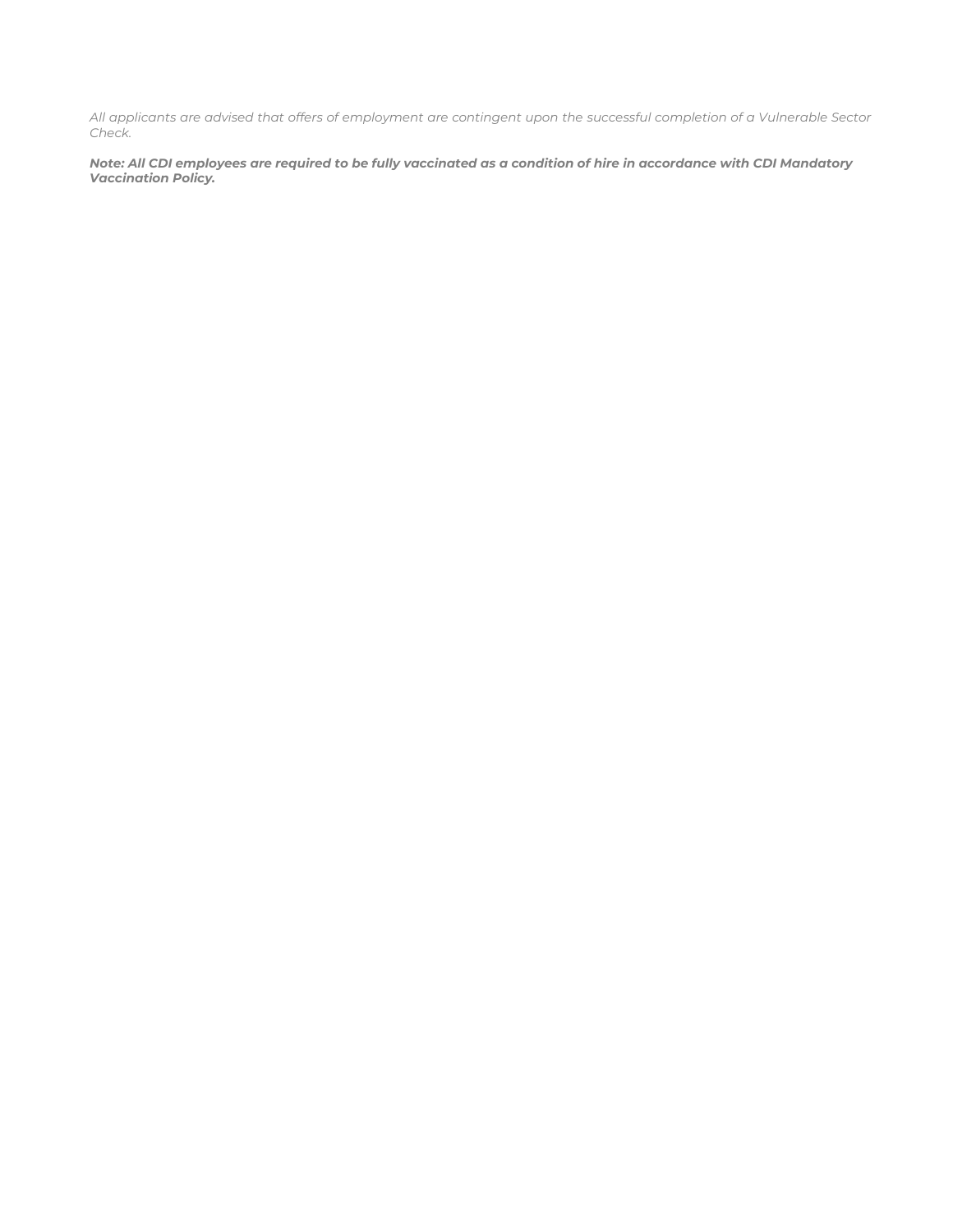*All applicants are advised that offers of employment are contingent upon the successful completion of a Vulnerable Sector Check.*

***Note: All CDI employees are required to be fully vaccinated as a condition of hire in accordance with CDI Mandatory Vaccination Policy.***